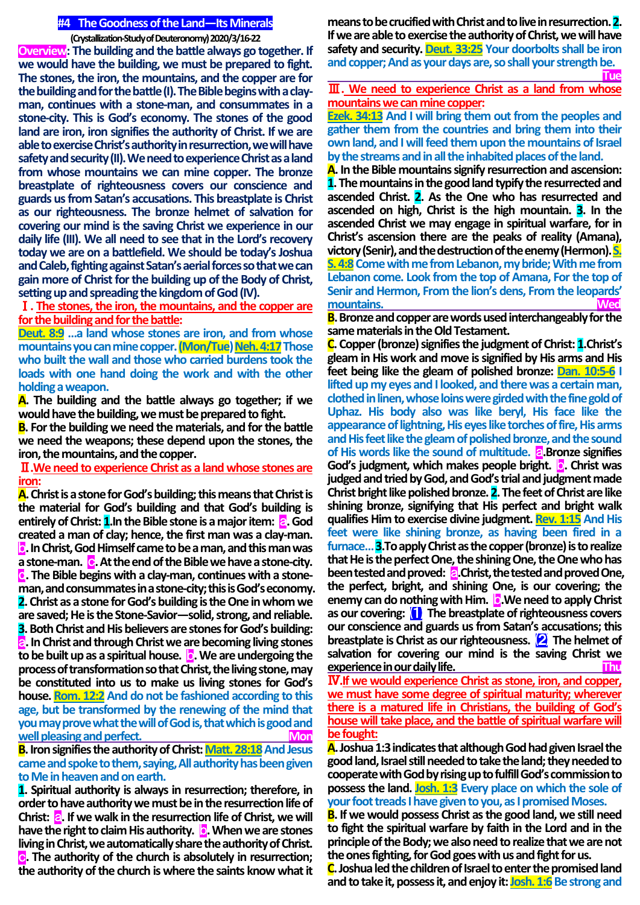# #4 The Goodness of the Land—Its Minerals

(Crystallization-Study of Deuteronomy) 2020/3/16-22

**Overview**: The building and the battle always go together. If we would have the building, we must be prepared to fight. The stones, the iron, the mountains, and the copper are for the building and for the battle (I). The Bible begins with a clay-man, continues with a stone-man, and consummates in a stone-city. This is God's economy. The stones of the good land are iron, iron signifies the authority of Christ. If we are able to exercise Christ's authority in resurrection, we will have safety and security (II). We need to experience Christ as a land from whose mountains we can mine copper. The bronze breastplate of righteousness covers our conscience and guards us from Satan's accusations. This breastplate is Christ as our righteousness. The bronze helmet of salvation for covering our mind is the saving Christ we experience in our daily life (III). We all need to see that in the Lord's recovery today we are on a battlefield. We should be today's Joshua and Caleb, fighting against Satan's aerial forces so that we can gain more of Christ for the building up of the Body of Christ, setting up and spreading the kingdom of God (IV).

## Ⅰ. The stones, the iron, the mountains, and the copper are for the building and for the battle:

**Deut. 8:9** …a land whose stones are iron, and from whose mountains you can mine copper. **(Mon/Tue) Neh. 4:17** Those who built the wall and those who carried burdens took the loads with one hand doing the work and with the other holding a weapon.

**A.** The building and the battle always go together; if we would have the building, we must be prepared to fight.

**B.** For the building we need the materials, and for the battle we need the weapons; these depend upon the stones, the iron, the mountains, and the copper.

## Ⅱ. We need to experience Christ as a land whose stones are iron:

**A.** Christ is a stone for God's building; this means that Christ is the material for God's building and that God's building is entirely of Christ: **1.** In the Bible stone is a major item: **a.** God created a man of clay; hence, the first man was a clay-man. **b.** In Christ, God Himself came to be a man, and this man was a stone-man. **c.** At the end of the Bible we have a stone-city. **d.** The Bible begins with a clay-man, continues with a stone-man, and consummates in a stone-city; this is God's economy. **2.** Christ as a stone for God's building is the One in whom we are saved; He is the Stone-Savior—solid, strong, and reliable. **3.** Both Christ and His believers are stones for God's building: **a.** In Christ and through Christ we are becoming living stones to be built up as a spiritual house. **b.** We are undergoing the process of transformation so that Christ, the living stone, may be constituted into us to make us living stones for God's house. **Rom. 12:2** And do not be fashioned according to this age, but be transformed by the renewing of the mind that you may prove what the will of God is, that which is good and well pleasing and perfect. **Mon**

**B.** Iron signifies the authority of Christ: **Matt. 28:18** And Jesus came and spoke to them, saying, All authority has been given to Me in heaven and on earth.

**1.** Spiritual authority is always in resurrection; therefore, in order to have authority we must be in the resurrection life of Christ: **a.** If we walk in the resurrection life of Christ, we will have the right to claim His authority. **b.** When we are stones living in Christ, we automatically share the authority of Christ. **c.** The authority of the church is absolutely in resurrection; the authority of the church is where the saints know what it means to be crucified with Christ and to live in resurrection. **2.** If we are able to exercise the authority of Christ, we will have safety and security. **Deut. 33:25** Your doorbolts shall be iron and copper; And as your days are, so shall your strength be. **Tue**

## Ⅲ. We need to experience Christ as a land from whose mountains we can mine copper:

**Ezek. 34:13** And I will bring them out from the peoples and gather them from the countries and bring them into their own land, and I will feed them upon the mountains of Israel by the streams and in all the inhabited places of the land.

**A.** In the Bible mountains signify resurrection and ascension: **1.** The mountains in the good land typify the resurrected and ascended Christ. **2.** As the One who has resurrected and ascended on high, Christ is the high mountain. **3.** In the ascended Christ we may engage in spiritual warfare, for in Christ's ascension there are the peaks of reality (Amana), victory (Senir), and the destruction of the enemy (Hermon). **S. S. 4:8** Come with me from Lebanon, my bride; With me from Lebanon come. Look from the top of Amana, For the top of Senir and Hermon, From the lion's dens, From the leopards' mountains. **Wed**

**B.** Bronze and copper are words used interchangeably for the same materials in the Old Testament.

**C.** Copper (bronze) signifies the judgment of Christ: **1.** Christ's gleam in His work and move is signified by His arms and His feet being like the gleam of polished bronze: **Dan. 10:5-6** I lifted up my eyes and I looked, and there was a certain man, clothed in linen, whose loins were girded with the fine gold of Uphaz. His body also was like beryl, His face like the appearance of lightning, His eyes like torches of fire, His arms and His feet like the gleam of polished bronze, and the sound of His words like the sound of multitude. **a.** Bronze signifies God's judgment, which makes people bright. **b.** Christ was judged and tried by God, and God's trial and judgment made Christ bright like polished bronze. **2.** The feet of Christ are like shining bronze, signifying that His perfect and bright walk qualifies Him to exercise divine judgment. **Rev. 1:15** And His feet were like shining bronze, as having been fired in a furnace… **3.** To apply Christ as the copper (bronze) is to realize that He is the perfect One, the shining One, the One who has been tested and proved: **a.** Christ, the tested and proved One, the perfect, bright, and shining One, is our covering; the enemy can do nothing with Him. **b.** We need to apply Christ as our covering: **(1)** The breastplate of righteousness covers our conscience and guards us from Satan's accusations; this breastplate is Christ as our righteousness. **(2)** The helmet of salvation for covering our mind is the saving Christ we experience in our daily life. **Thu**

## Ⅳ. If we would experience Christ as stone, iron, and copper, we must have some degree of spiritual maturity; wherever there is a matured life in Christians, the building of God's house will take place, and the battle of spiritual warfare will be fought:

**A.** Joshua 1:3 indicates that although God had given Israel the good land, Israel still needed to take the land; they needed to cooperate with God by rising up to fulfill God's commission to possess the land. **Josh. 1:3** Every place on which the sole of your foot treads I have given to you, as I promised Moses.

**B.** If we would possess Christ as the good land, we still need to fight the spiritual warfare by faith in the Lord and in the principle of the Body; we also need to realize that we are not the ones fighting, for God goes with us and fight for us.

**C.** Joshua led the children of Israel to enter the promised land and to take it, possess it, and enjoy it: **Josh. 1:6** Be strong and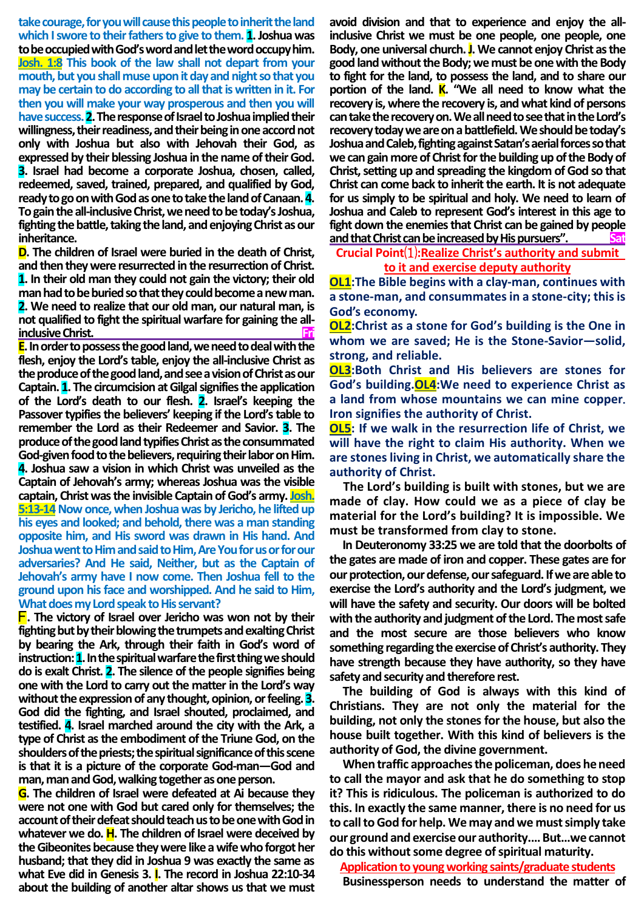**take courage, for you will cause this people to inherit the land which I swore to their fathers to give to them. 1. Joshua was to be occupied with God's word and let the word occupy him. Josh. 1:8 This book of the law shall not depart from your mouth, but you shall muse upon it day and night so that you may be certain to do according to all that is written in it. For then you will make your way prosperous and then you will have success. 2. The response of Israel to Joshua implied their willingness, their readiness, and their being in one accord not only with Joshua but also with Jehovah their God, as expressed by their blessing Joshua in the name of their God. 3. Israel had become a corporate Joshua, chosen, called, redeemed, saved, trained, prepared, and qualified by God, ready to go on with God as one to take the land of Canaan. 4. To gain the all-inclusive Christ, we need to be today's Joshua, fighting the battle, taking the land, and enjoying Christ as our inheritance.**

**D. The children of Israel were buried in the death of Christ, and then they were resurrected in the resurrection of Christ. 1. In their old man they could not gain the victory; their old man had to be buried so that they could become a new man. 2. We need to realize that our old man, our natural man, is not qualified to fight the spiritual warfare for gaining the all-inclusive Christ.** Fri

**E. In order to possess the good land, we need to deal with the flesh, enjoy the Lord's table, enjoy the all-inclusive Christ as the produce of the good land, and see a vision of Christ as our Captain. 1. The circumcision at Gilgal signifies the application of the Lord's death to our flesh. 2. Israel's keeping the Passover typifies the believers' keeping if the Lord's table to remember the Lord as their Redeemer and Savior. 3. The produce of the good land typifies Christ as the consummated God-given food to the believers, requiring their labor on Him. 4. Joshua saw a vision in which Christ was unveiled as the Captain of Jehovah's army; whereas Joshua was the visible captain, Christ was the invisible Captain of God's army. Josh. 5:13-14 Now once, when Joshua was by Jericho, he lifted up his eyes and looked; and behold, there was a man standing opposite him, and His sword was drawn in His hand. And Joshua went to Him and said to Him, Are You for us or for our adversaries? And He said, Neither, but as the Captain of Jehovah's army have I now come. Then Joshua fell to the ground upon his face and worshipped. And he said to Him, What does my Lord speak to His servant?**

**F. The victory of Israel over Jericho was won not by their fighting but by their blowing the trumpets and exalting Christ by bearing the Ark, through their faith in God's word of instruction: 1. In the spiritual warfare the first thing we should do is exalt Christ. 2. The silence of the people signifies being one with the Lord to carry out the matter in the Lord's way without the expression of any thought, opinion, or feeling. 3. God did the fighting, and Israel shouted, proclaimed, and testified. 4. Israel marched around the city with the Ark, a type of Christ as the embodiment of the Triune God, on the shoulders of the priests; the spiritual significance of this scene is that it is a picture of the corporate God-man—God and man, man and God, walking together as one person.**

**G. The children of Israel were defeated at Ai because they were not one with God but cared only for themselves; the account of their defeat should teach us to be one with God in whatever we do. H. The children of Israel were deceived by the Gibeonites because they were like a wife who forgot her husband; that they did in Joshua 9 was exactly the same as what Eve did in Genesis 3. I. The record in Joshua 22:10-34 about the building of another altar shows us that we must avoid division and that to experience and enjoy the all-inclusive Christ we must be one people, one people, one Body, one universal church. J. We cannot enjoy Christ as the good land without the Body; we must be one with the Body to fight for the land, to possess the land, and to share our portion of the land. K. "We all need to know what the recovery is, where the recovery is, and what kind of persons can take the recovery on. We all need to see that in the Lord's recovery today we are on a battlefield. We should be today's Joshua and Caleb, fighting against Satan's aerial forces so that we can gain more of Christ for the building up of the Body of Christ, setting up and spreading the kingdom of God so that Christ can come back to inherit the earth. It is not adequate for us simply to be spiritual and holy. We need to learn of Joshua and Caleb to represent God's interest in this age to fight down the enemies that Christ can be gained by people and that Christ can be increased by His pursuers".** Sat

**Crucial Point⑴: Realize Christ's authority and submit to it and exercise deputy authority**

**OL1: The Bible begins with a clay-man, continues with a stone-man, and consummates in a stone-city; this is God's economy.**

**OL2: Christ as a stone for God's building is the One in whom we are saved; He is the Stone-Savior—solid, strong, and reliable.**

**OL3: Both Christ and His believers are stones for God's building. OL4: We need to experience Christ as a land from whose mountains we can mine copper. Iron signifies the authority of Christ.**

**OL5: If we walk in the resurrection life of Christ, we will have the right to claim His authority. When we are stones living in Christ, we automatically share the authority of Christ.**

**The Lord's building is built with stones, but we are made of clay. How could we as a piece of clay be material for the Lord's building? It is impossible. We must be transformed from clay to stone.**

**In Deuteronomy 33:25 we are told that the doorbolts of the gates are made of iron and copper. These gates are for our protection, our defense, our safeguard. If we are able to exercise the Lord's authority and the Lord's judgment, we will have the safety and security. Our doors will be bolted with the authority and judgment of the Lord. The most safe and the most secure are those believers who know something regarding the exercise of Christ's authority. They have strength because they have authority, so they have safety and security and therefore rest.**

**The building of God is always with this kind of Christians. They are not only the material for the building, not only the stones for the house, but also the house built together. With this kind of believers is the authority of God, the divine government.**

**When traffic approaches the policeman, does he need to call the mayor and ask that he do something to stop it? This is ridiculous. The policeman is authorized to do this. In exactly the same manner, there is no need for us to call to God for help. We may and we must simply take our ground and exercise our authority.... But...we cannot do this without some degree of spiritual maturity.**

**Application to young working saints/graduate students**

**Businessperson needs to understand the matter of**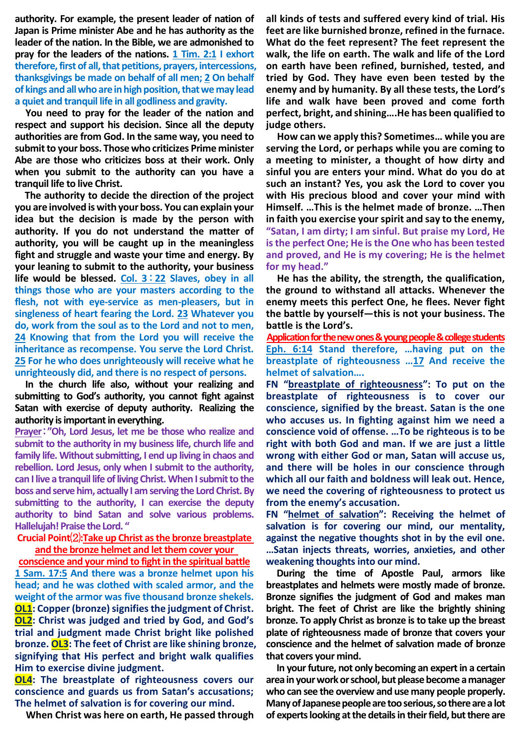authority. For example, the present leader of nation of Japan is Prime minister Abe and he has authority as the leader of the nation. In the Bible, we are admonished to pray for the leaders of the nations. **1 Tim. 2:1 I exhort therefore, first of all, that petitions, prayers, intercessions, thanksgivings be made on behalf of all men; 2 On behalf of kings and all who are in high position, that we may lead a quiet and tranquil life in all godliness and gravity.**

You need to pray for the leader of the nation and respect and support his decision. Since all the deputy authorities are from God. In the same way, you need to submit to your boss. Those who criticizes Prime minister Abe are those who criticizes boss at their work. Only when you submit to the authority can you have a tranquil life to live Christ.

The authority to decide the direction of the project you are involved is with your boss. You can explain your idea but the decision is made by the person with authority. If you do not understand the matter of authority, you will be caught up in the meaningless fight and struggle and waste your time and energy. By your leaning to submit to the authority, your business life would be blessed. **Col. 3：22 Slaves, obey in all things those who are your masters according to the flesh, not with eye-service as men-pleasers, but in singleness of heart fearing the Lord. 23 Whatever you do, work from the soul as to the Lord and not to men, 24 Knowing that from the Lord you will receive the inheritance as recompense. You serve the Lord Christ. 25 For he who does unrighteously will receive what he unrighteously did, and there is no respect of persons.**

In the church life also, without your realizing and submitting to God's authority, you cannot fight against Satan with exercise of deputy authority. Realizing the authority is important in everything.

**Prayer："Oh, Lord Jesus, let me be those who realize and submit to the authority in my business life, church life and family life. Without submitting, I end up living in chaos and rebellion. Lord Jesus, only when I submit to the authority, can I live a tranquil life of living Christ. When I submit to the boss and serve him, actually I am serving the Lord Christ. By submitting to the authority, I can exercise the deputy authority to bind Satan and solve various problems. Hallelujah! Praise the Lord. "**

## Crucial Point⑵:Take up Christ as the bronze breastplate and the bronze helmet and let them cover your conscience and your mind to fight in the spiritual battle

**1 Sam. 17:5 And there was a bronze helmet upon his head; and he was clothed with scaled armor, and the weight of the armor was five thousand bronze shekels.**

**OL1: Copper (bronze) signifies the judgment of Christ.**
**OL2: Christ was judged and tried by God, and God's trial and judgment made Christ bright like polished bronze. OL3: The feet of Christ are like shining bronze, signifying that His perfect and bright walk qualifies Him to exercise divine judgment.**
**OL4: The breastplate of righteousness covers our conscience and guards us from Satan's accusations; The helmet of salvation is for covering our mind.**

When Christ was here on earth, He passed through all kinds of tests and suffered every kind of trial. His feet are like burnished bronze, refined in the furnace. What do the feet represent? The feet represent the walk, the life on earth. The walk and life of the Lord on earth have been refined, burnished, tested, and tried by God. They have even been tested by the enemy and by humanity. By all these tests, the Lord's life and walk have been proved and come forth perfect, bright, and shining….He has been qualified to judge others.

How can we apply this? Sometimes… while you are serving the Lord, or perhaps while you are coming to a meeting to minister, a thought of how dirty and sinful you are enters your mind. What do you do at such an instant? Yes, you ask the Lord to cover you with His precious blood and cover your mind with Himself. …This is the helmet made of bronze. …Then in faith you exercise your spirit and say to the enemy, **"Satan, I am dirty; I am sinful. But praise my Lord, He is the perfect One; He is the One who has been tested and proved, and He is my covering; He is the helmet for my head."**

He has the ability, the strength, the qualification, the ground to withstand all attacks. Whenever the enemy meets this perfect One, he flees. Never fight the battle by yourself—this is not your business. The battle is the Lord's.

### Application for the new ones & young people & college students

**Eph. 6:14 Stand therefore, …having put on the breastplate of righteousness …17 And receive the helmet of salvation….**

**FN "breastplate of righteousness": To put on the breastplate of righteousness is to cover our conscience, signified by the breast. Satan is the one who accuses us. In fighting against him we need a conscience void of offense. …To be righteous is to be right with both God and man. If we are just a little wrong with either God or man, Satan will accuse us, and there will be holes in our conscience through which all our faith and boldness will leak out. Hence, we need the covering of righteousness to protect us from the enemy's accusation.**

**FN "helmet of salvation": Receiving the helmet of salvation is for covering our mind, our mentality, against the negative thoughts shot in by the evil one. …Satan injects threats, worries, anxieties, and other weakening thoughts into our mind.**

During the time of Apostle Paul, armors like breastplates and helmets were mostly made of bronze. Bronze signifies the judgment of God and makes man bright. The feet of Christ are like the brightly shining bronze. To apply Christ as bronze is to take up the breast plate of righteousness made of bronze that covers your conscience and the helmet of salvation made of bronze that covers your mind.

In your future, not only becoming an expert in a certain area in your work or school, but please become a manager who can see the overview and use many people properly. Many of Japanese people are too serious, so there are a lot of experts looking at the details in their field, but there are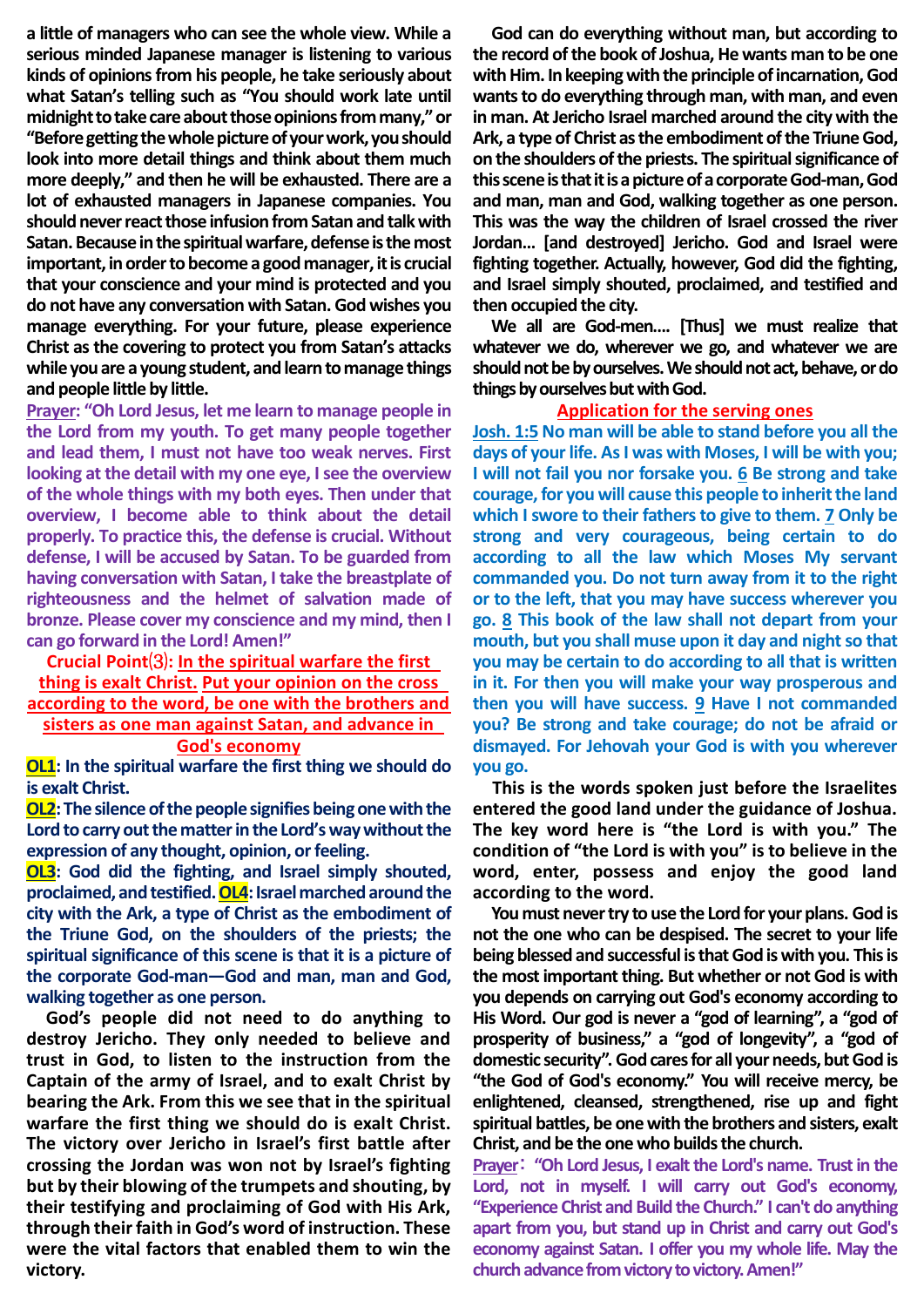a little of managers who can see the whole view. While a serious minded Japanese manager is listening to various kinds of opinions from his people, he take seriously about what Satan's telling such as "You should work late until midnight to take care about those opinions from many," or "Before getting the whole picture of your work, you should look into more detail things and think about them much more deeply," and then he will be exhausted. There are a lot of exhausted managers in Japanese companies. You should never react those infusion from Satan and talk with Satan. Because in the spiritual warfare, defense is the most important, in order to become a good manager, it is crucial that your conscience and your mind is protected and you do not have any conversation with Satan. God wishes you manage everything. For your future, please experience Christ as the covering to protect you from Satan's attacks while you are a young student, and learn to manage things and people little by little.

**Prayer: "Oh Lord Jesus, let me learn to manage people in the Lord from my youth. To get many people together and lead them, I must not have too weak nerves. First looking at the detail with my one eye, I see the overview of the whole things with my both eyes. Then under that overview, I become able to think about the detail properly. To practice this, the defense is crucial. Without defense, I will be accused by Satan. To be guarded from having conversation with Satan, I take the breastplate of righteousness and the helmet of salvation made of bronze. Please cover my conscience and my mind, then I can go forward in the Lord! Amen!"**

## Crucial Point⑶: In the spiritual warfare the first thing is exalt Christ. Put your opinion on the cross according to the word, be one with the brothers and sisters as one man against Satan, and advance in God's economy

**OL1: In the spiritual warfare the first thing we should do is exalt Christ.**

**OL2: The silence of the people signifies being one with the Lord to carry out the matter in the Lord's way without the expression of any thought, opinion, or feeling.**

**OL3: God did the fighting, and Israel simply shouted, proclaimed, and testified. OL4: Israel marched around the city with the Ark, a type of Christ as the embodiment of the Triune God, on the shoulders of the priests; the spiritual significance of this scene is that it is a picture of the corporate God-man—God and man, man and God, walking together as one person.**

God's people did not need to do anything to destroy Jericho. They only needed to believe and trust in God, to listen to the instruction from the Captain of the army of Israel, and to exalt Christ by bearing the Ark. From this we see that in the spiritual warfare the first thing we should do is exalt Christ. The victory over Jericho in Israel's first battle after crossing the Jordan was won not by Israel's fighting but by their blowing of the trumpets and shouting, by their testifying and proclaiming of God with His Ark, through their faith in God's word of instruction. These were the vital factors that enabled them to win the victory.

God can do everything without man, but according to the record of the book of Joshua, He wants man to be one with Him. In keeping with the principle of incarnation, God wants to do everything through man, with man, and even in man. At Jericho Israel marched around the city with the Ark, a type of Christ as the embodiment of the Triune God, on the shoulders of the priests. The spiritual significance of this scene is that it is a picture of a corporate God-man, God and man, man and God, walking together as one person. This was the way the children of Israel crossed the river Jordan... [and destroyed] Jericho. God and Israel were fighting together. Actually, however, God did the fighting, and Israel simply shouted, proclaimed, and testified and then occupied the city.

We all are God-men.... [Thus] we must realize that whatever we do, wherever we go, and whatever we are should not be by ourselves. We should not act, behave, or do things by ourselves but with God.

### Application for the serving ones

**Josh. 1:5 No man will be able to stand before you all the days of your life. As I was with Moses, I will be with you; I will not fail you nor forsake you. 6 Be strong and take courage, for you will cause this people to inherit the land which I swore to their fathers to give to them. 7 Only be strong and very courageous, being certain to do according to all the law which Moses My servant commanded you. Do not turn away from it to the right or to the left, that you may have success wherever you go. 8 This book of the law shall not depart from your mouth, but you shall muse upon it day and night so that you may be certain to do according to all that is written in it. For then you will make your way prosperous and then you will have success. 9 Have I not commanded you? Be strong and take courage; do not be afraid or dismayed. For Jehovah your God is with you wherever you go.**

This is the words spoken just before the Israelites entered the good land under the guidance of Joshua. The key word here is "the Lord is with you." The condition of "the Lord is with you" is to believe in the word, enter, possess and enjoy the good land according to the word.

You must never try to use the Lord for your plans. God is not the one who can be despised. The secret to your life being blessed and successful is that God is with you. This is the most important thing. But whether or not God is with you depends on carrying out God's economy according to His Word. Our god is never a "god of learning", a "god of prosperity of business," a "god of longevity", a "god of domestic security". God cares for all your needs, but God is "the God of God's economy." You will receive mercy, be enlightened, cleansed, strengthened, rise up and fight spiritual battles, be one with the brothers and sisters, exalt Christ, and be the one who builds the church.

**Prayer: "Oh Lord Jesus, I exalt the Lord's name. Trust in the Lord, not in myself. I will carry out God's economy, "Experience Christ and Build the Church." I can't do anything apart from you, but stand up in Christ and carry out God's economy against Satan. I offer you my whole life. May the church advance from victory to victory. Amen!"**